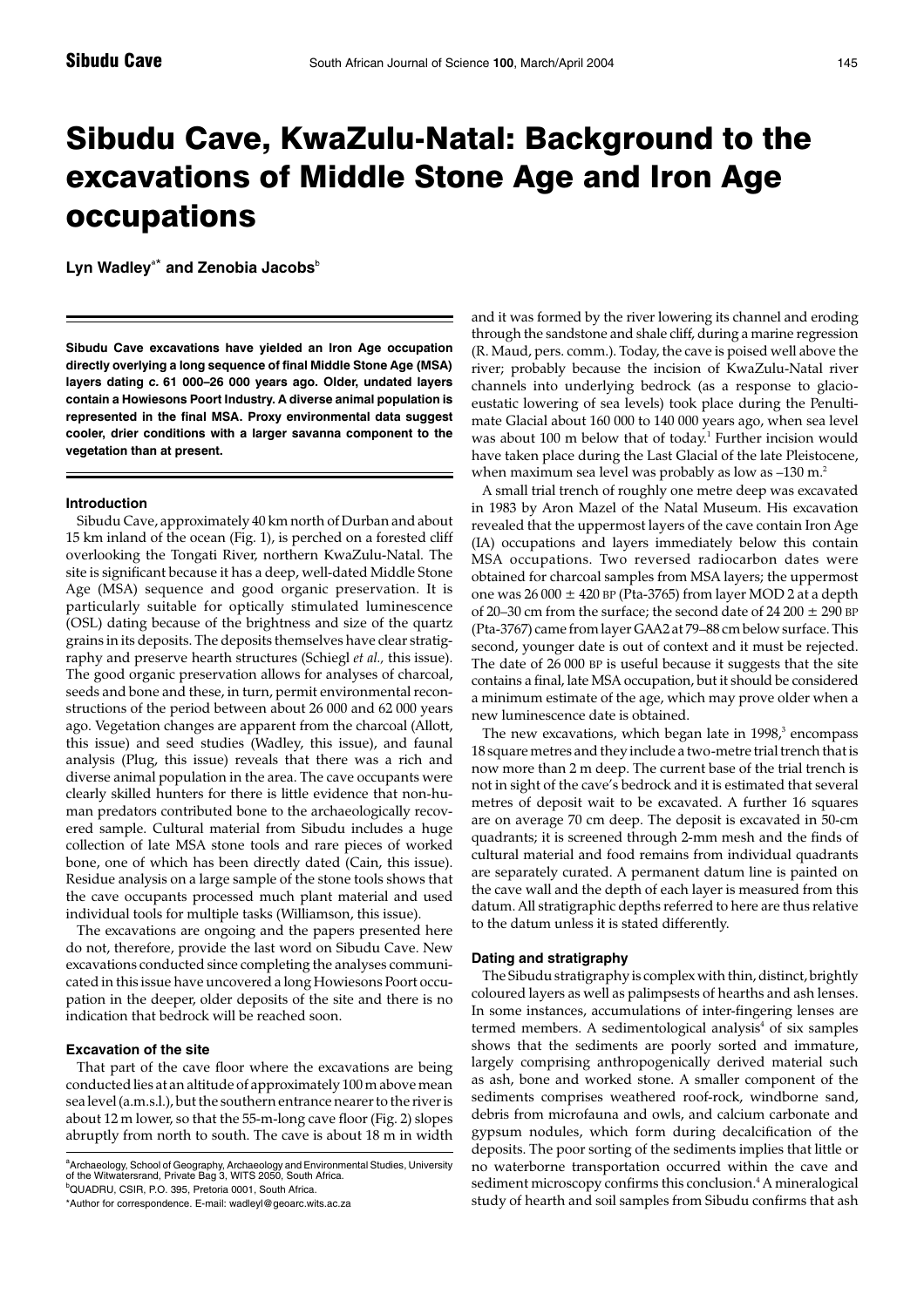# Sibudu Cave, KwaZulu-Natal: Background to the excavations of Middle Stone Age and Iron Age occupations

**Lyn Wadley[a*] and Zenobia Jacobs[b]**

**Sibudu Cave excavations have yielded an Iron Age occupation directly overlying a long sequence of final Middle Stone Age (MSA) layers dating *c.* 61 000–26 000 years ago. Older, undated layers contain a Howiesons Poort Industry. A diverse animal population is represented in the final MSA. Proxy environmental data suggest cooler, drier conditions with a larger savanna component to the vegetation than at present.**

### Introduction

Sibudu Cave, approximately 40 km north of Durban and about 15 km inland of the ocean (Fig. 1), is perched on a forested cliff overlooking the Tongati River, northern KwaZulu-Natal. The site is significant because it has a deep, well-dated Middle Stone Age (MSA) sequence and good organic preservation. It is particularly suitable for optically stimulated luminescence (OSL) dating because of the brightness and size of the quartz grains in its deposits. The deposits themselves have clear stratigraphy and preserve hearth structures (Schiegl *et al.,* this issue). The good organic preservation allows for analyses of charcoal, seeds and bone and these, in turn, permit environmental reconstructions of the period between about 26 000 and 62 000 years ago. Vegetation changes are apparent from the charcoal (Allott, this issue) and seed studies (Wadley, this issue), and faunal analysis (Plug, this issue) reveals that there was a rich and diverse animal population in the area. The cave occupants were clearly skilled hunters for there is little evidence that non-human predators contributed bone to the archaeologically recovered sample. Cultural material from Sibudu includes a huge collection of late MSA stone tools and rare pieces of worked bone, one of which has been directly dated (Cain, this issue). Residue analysis on a large sample of the stone tools shows that the cave occupants processed much plant material and used individual tools for multiple tasks (Williamson, this issue).

The excavations are ongoing and the papers presented here do not, therefore, provide the last word on Sibudu Cave. New excavations conducted since completing the analyses communicated in this issue have uncovered a long Howiesons Poort occupation in the deeper, older deposits of the site and there is no indication that bedrock will be reached soon.

### Excavation of the site

That part of the cave floor where the excavations are being conducted lies at an altitude of approximately 100 m above mean sea level (a.m.s.l.), but the southern entrance nearer to the river is about 12 m lower, so that the 55-m-long cave floor (Fig. 2) slopes abruptly from north to south. The cave is about 18 m in width and it was formed by the river lowering its channel and eroding through the sandstone and shale cliff, during a marine regression (R. Maud, pers. comm.). Today, the cave is poised well above the river; probably because the incision of KwaZulu-Natal river channels into underlying bedrock (as a response to glacio-eustatic lowering of sea levels) took place during the Penultimate Glacial about 160 000 to 140 000 years ago, when sea level was about 100 m below that of today.[1] Further incision would have taken place during the Last Glacial of the late Pleistocene, when maximum sea level was probably as low as –130 m.[2]

A small trial trench of roughly one metre deep was excavated in 1983 by Aron Mazel of the Natal Museum. His excavation revealed that the uppermost layers of the cave contain Iron Age (IA) occupations and layers immediately below this contain MSA occupations. Two reversed radiocarbon dates were obtained for charcoal samples from MSA layers; the uppermost one was 26 000 ± 420 BP (Pta-3765) from layer MOD 2 at a depth of 20–30 cm from the surface; the second date of 24 200 ± 290 BP (Pta-3767) came from layer GAA2 at 79–88 cm below surface. This second, younger date is out of context and it must be rejected. The date of 26 000 BP is useful because it suggests that the site contains a final, late MSA occupation, but it should be considered a minimum estimate of the age, which may prove older when a new luminescence date is obtained.

The new excavations, which began late in 1998,[3] encompass 18 square metres and they include a two-metre trial trench that is now more than 2 m deep. The current base of the trial trench is not in sight of the cave's bedrock and it is estimated that several metres of deposit wait to be excavated. A further 16 squares are on average 70 cm deep. The deposit is excavated in 50-cm quadrants; it is screened through 2-mm mesh and the finds of cultural material and food remains from individual quadrants are separately curated. A permanent datum line is painted on the cave wall and the depth of each layer is measured from this datum. All stratigraphic depths referred to here are thus relative to the datum unless it is stated differently.

### Dating and stratigraphy

The Sibudu stratigraphy is complex with thin, distinct, brightly coloured layers as well as palimpsests of hearths and ash lenses. In some instances, accumulations of inter-fingering lenses are termed members. A sedimentological analysis[4] of six samples shows that the sediments are poorly sorted and immature, largely comprising anthropogenically derived material such as ash, bone and worked stone. A smaller component of the sediments comprises weathered roof-rock, windborne sand, debris from microfauna and owls, and calcium carbonate and gypsum nodules, which form during decalcification of the deposits. The poor sorting of the sediments implies that little or no waterborne transportation occurred within the cave and sediment microscopy confirms this conclusion.[4] A mineralogical study of hearth and soil samples from Sibudu confirms that ash

---

[a]Archaeology, School of Geography, Archaeology and Environmental Studies, University of the Witwatersrand, Private Bag 3, WITS 2050, South Africa.

[b]QUADRU, CSIR, P.O. 395, Pretoria 0001, South Africa.

*Author for correspondence. E-mail: wadleyl@geoarc.wits.ac.za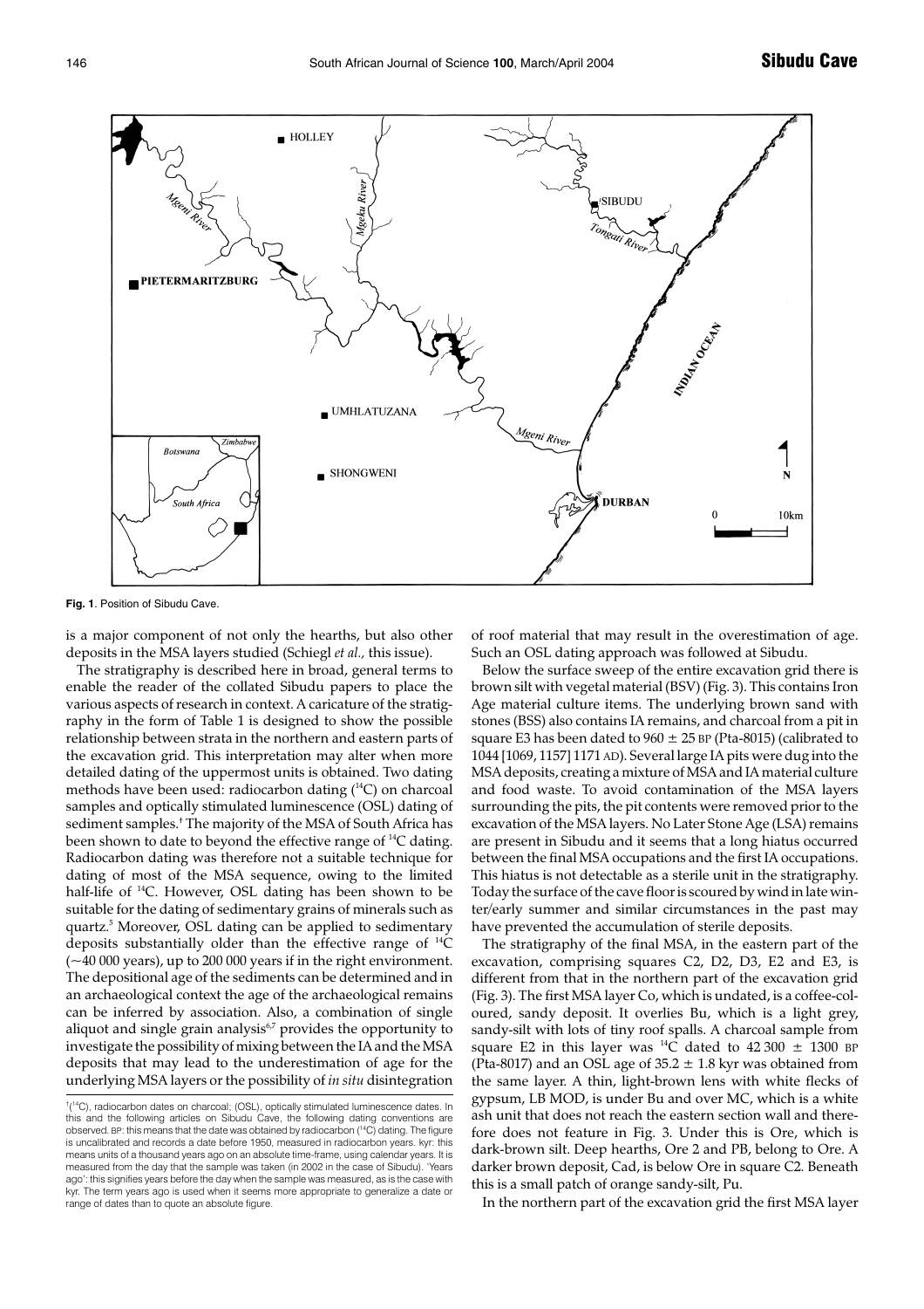Fig. 1. Position of Sibudu Cave.

is a major component of not only the hearths, but also other deposits in the MSA layers studied (Schiegl *et al.*, this issue).

The stratigraphy is described here in broad, general terms to enable the reader of the collated Sibudu papers to place the various aspects of research in context. A caricature of the stratigraphy in the form of Table 1 is designed to show the possible relationship between strata in the northern and eastern parts of the excavation grid. This interpretation may alter when more detailed dating of the uppermost units is obtained. Two dating methods have been used: radiocarbon dating ($^{14}C$) on charcoal samples and optically stimulated luminescence (OSL) dating of sediment samples.[†] The majority of the MSA of South Africa has been shown to date to beyond the effective range of $^{14}C$ dating. Radiocarbon dating was therefore not a suitable technique for dating of most of the MSA sequence, owing to the limited half-life of $^{14}C$. However, OSL dating has been shown to be suitable for the dating of sedimentary grains of minerals such as quartz.[5] Moreover, OSL dating can be applied to sedimentary deposits substantially older than the effective range of $^{14}C$ (~40 000 years), up to 200 000 years if in the right environment. The depositional age of the sediments can be determined and in an archaeological context the age of the archaeological remains can be inferred by association. Also, a combination of single aliquot and single grain analysis[6,7] provides the opportunity to investigate the possibility of mixing between the IA and the MSA deposits that may lead to the underestimation of age for the underlying MSA layers or the possibility of *in situ* disintegration of roof material that may result in the overestimation of age. Such an OSL dating approach was followed at Sibudu.

Below the surface sweep of the entire excavation grid there is brown silt with vegetal material (BSV) (Fig. 3). This contains Iron Age material culture items. The underlying brown sand with stones (BSS) also contains IA remains, and charcoal from a pit in square E3 has been dated to 960 ± 25 BP (Pta-8015) (calibrated to 1044 [1069, 1157] 1171 AD). Several large IA pits were dug into the MSA deposits, creating a mixture of MSA and IA material culture and food waste. To avoid contamination of the MSA layers surrounding the pits, the pit contents were removed prior to the excavation of the MSA layers. No Later Stone Age (LSA) remains are present in Sibudu and it seems that a long hiatus occurred between the final MSA occupations and the first IA occupations. This hiatus is not detectable as a sterile unit in the stratigraphy. Today the surface of the cave floor is scoured by wind in late winter/early summer and similar circumstances in the past may have prevented the accumulation of sterile deposits.

The stratigraphy of the final MSA, in the eastern part of the excavation, comprising squares C2, D2, D3, E2 and E3, is different from that in the northern part of the excavation grid (Fig. 3). The first MSA layer Co, which is undated, is a coffee-coloured, sandy deposit. It overlies Bu, which is a light grey, sandy-silt with lots of tiny roof spalls. A charcoal sample from square E2 in this layer was $^{14}C$ dated to 42 300 ± 1300 BP (Pta-8017) and an OSL age of 35.2 ± 1.8 kyr was obtained from the same layer. A thin, light-brown lens with white flecks of gypsum, LB MOD, is under Bu and over MC, which is a white ash unit that does not reach the eastern section wall and therefore does not feature in Fig. 3. Under this is Ore, which is dark-brown silt. Deep hearths, Ore 2 and PB, belong to Ore. A darker brown deposit, Cad, is below Ore in square C2. Beneath this is a small patch of orange sandy-silt, Pu.

In the northern part of the excavation grid the first MSA layer

[†]($^{14}C$), radiocarbon dates on charcoal; (OSL), optically stimulated luminescence dates. In this and the following articles on Sibudu Cave, the following dating conventions are observed. BP: this means that the date was obtained by radiocarbon ($^{14}C$) dating. The figure is uncalibrated and records a date before 1950, measured in radiocarbon years. kyr: this means units of a thousand years ago on an absolute time-frame, using calendar years. It is measured from the day that the sample was taken (in 2002 in the case of Sibudu). 'Years ago': this signifies years before the day when the sample was measured, as is the case with kyr. The term years ago is used when it seems more appropriate to generalize a date or range of dates than to quote an absolute figure.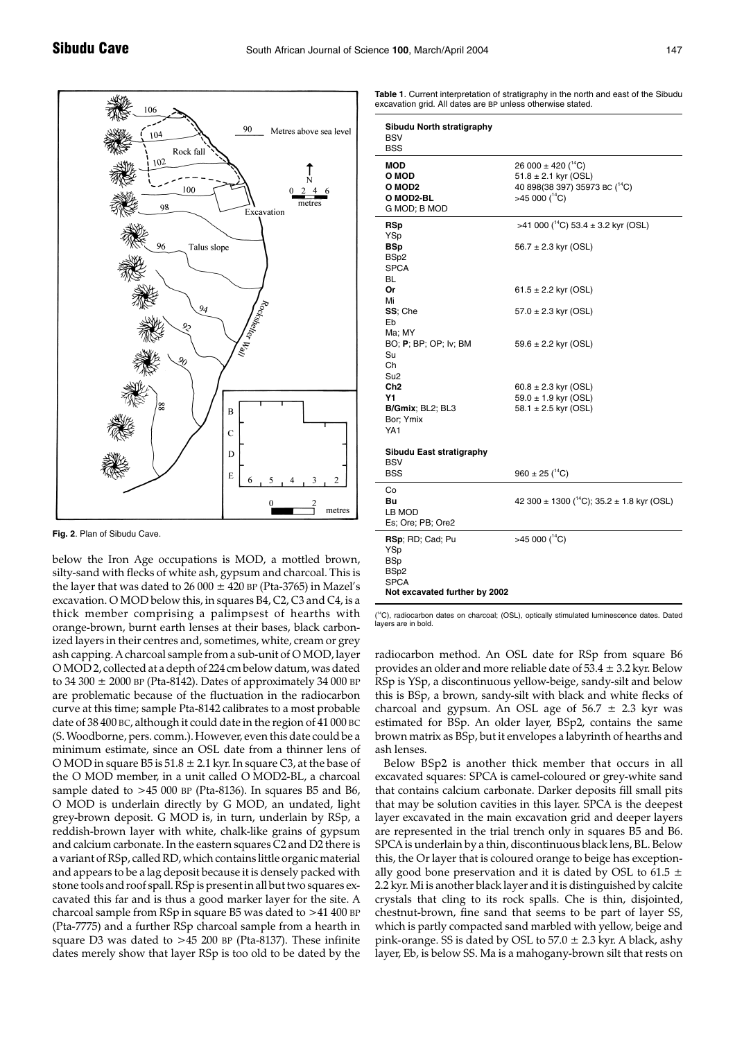Fig. 2. Plan of Sibudu Cave.

below the Iron Age occupations is MOD, a mottled brown, silty-sand with flecks of white ash, gypsum and charcoal. This is the layer that was dated to 26 000 ± 420 BP (Pta-3765) in Mazel's excavation. O MOD below this, in squares B4, C2, C3 and C4, is a thick member comprising a palimpsest of hearths with orange-brown, burnt earth lenses at their bases, black carbonized layers in their centres and, sometimes, white, cream or grey ash capping. A charcoal sample from a sub-unit of O MOD, layer O MOD 2, collected at a depth of 224 cm below datum, was dated to 34 300 ± 2000 BP (Pta-8142). Dates of approximately 34 000 BP are problematic because of the fluctuation in the radiocarbon curve at this time; sample Pta-8142 calibrates to a most probable date of 38 400 BC, although it could date in the region of 41 000 BC (S. Woodborne, pers. comm.). However, even this date could be a minimum estimate, since an OSL date from a thinner lens of O MOD in square B5 is 51.8 ± 2.1 kyr. In square C3, at the base of the O MOD member, in a unit called O MOD2-BL, a charcoal sample dated to >45 000 BP (Pta-8136). In squares B5 and B6, O MOD is underlain directly by G MOD, an undated, light grey-brown deposit. G MOD is, in turn, underlain by RSp, a reddish-brown layer with white, chalk-like grains of gypsum and calcium carbonate. In the eastern squares C2 and D2 there is a variant of RSp, called RD, which contains little organic material and appears to be a lag deposit because it is densely packed with stone tools and roof spall. RSp is present in all but two squares excavated this far and is thus a good marker layer for the site. A charcoal sample from RSp in square B5 was dated to >41 400 BP (Pta-7775) and a further RSp charcoal sample from a hearth in square D3 was dated to >45 200 BP (Pta-8137). These infinite dates merely show that layer RSp is too old to be dated by the radiocarbon method. An OSL date for RSp from square B6 provides an older and more reliable date of 53.4 ± 3.2 kyr. Below RSp is YSp, a discontinuous yellow-beige, sandy-silt and below this is BSp, a brown, sandy-silt with black and white flecks of charcoal and gypsum. An OSL age of 56.7 ± 2.3 kyr was estimated for BSp. An older layer, BSp2, contains the same brown matrix as BSp, but it envelopes a labyrinth of hearths and ash lenses.

Below BSp2 is another thick member that occurs in all excavated squares: SPCA is camel-coloured or grey-white sand that contains calcium carbonate. Darker deposits fill small pits that may be solution cavities in this layer. SPCA is the deepest layer excavated in the main excavation grid and deeper layers are represented in the trial trench only in squares B5 and B6. SPCA is underlain by a thin, discontinuous black lens, BL. Below this, the Or layer that is coloured orange to beige has exceptionally good bone preservation and it is dated by OSL to 61.5 ± 2.2 kyr. Mi is another black layer and it is distinguished by calcite crystals that cling to its rock spalls. Che is thin, disjointed, chestnut-brown, fine sand that seems to be part of layer SS, which is partly compacted sand marbled with yellow, beige and pink-orange. SS is dated by OSL to 57.0 ± 2.3 kyr. A black, ashy layer, Eb, is below SS. Ma is a mahogany-brown silt that rests on

**Table 1**. Current interpretation of stratigraphy in the north and east of the Sibudu excavation grid. All dates are BP unless otherwise stated.

| Layer | Date |
|---|---|
| **Sibudu North stratigraphy** | |
| BSV | |
| BSS | |
| **MOD** | 26 000 ± 420 ($^{14}$C) |
| **O MOD** | 51.8 ± 2.1 kyr (OSL) |
| **O MOD2** | 40 898(38 397) 35973 BC ($^{14}$C) |
| **O MOD2-BL** | >45 000 ($^{14}$C) |
| G MOD; B MOD | |
| **RSp** | >41 000 ($^{14}$C) 53.4 ± 3.2 kyr (OSL) |
| YSp | |
| **BSp** | 56.7 ± 2.3 kyr (OSL) |
| BSp2 | |
| SPCA | |
| BL | |
| **Or** | 61.5 ± 2.2 kyr (OSL) |
| Mi | |
| **SS**; Che | 57.0 ± 2.3 kyr (OSL) |
| Eb | |
| Ma; MY | |
| BO; **P**; BP; OP; Iv; BM | 59.6 ± 2.2 kyr (OSL) |
| Su | |
| Ch | |
| Su2 | |
| **Ch2** | 60.8 ± 2.3 kyr (OSL) |
| **Y1** | 59.0 ± 1.9 kyr (OSL) |
| **B/Gmix**; BL2; BL3 | 58.1 ± 2.5 kyr (OSL) |
| Bor; Ymix | |
| YA1 | |
| **Sibudu East stratigraphy** | |
| BSV | |
| BSS | 960 ± 25 ($^{14}$C) |
| Co | |
| **Bu** | 42 300 ± 1300 ($^{14}$C); 35.2 ± 1.8 kyr (OSL) |
| LB MOD | |
| Es; Ore; PB; Ore2 | |
| **RSp**; RD; Cad; Pu | >45 000 ($^{14}$C) |
| YSp | |
| BSp | |
| BSp2 | |
| SPCA | |
| **Not excavated further by 2002** | |

($^{14}$C), radiocarbon dates on charcoal; (OSL), optically stimulated luminescence dates. Dated layers are in bold.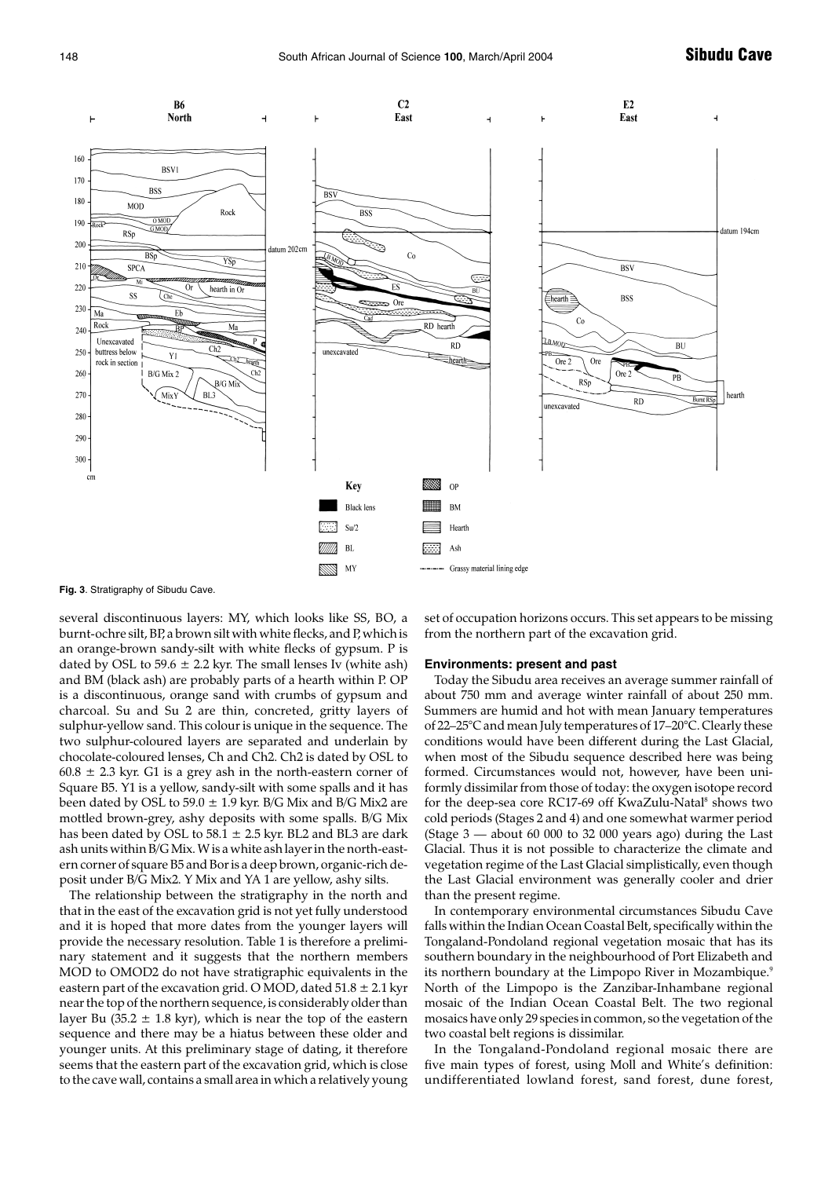Fig. 3. Stratigraphy of Sibudu Cave.

several discontinuous layers: MY, which looks like SS, BO, a burnt-ochre silt, BP, a brown silt with white flecks, and P, which is an orange-brown sandy-silt with white flecks of gypsum. P is dated by OSL to 59.6 ± 2.2 kyr. The small lenses Iv (white ash) and BM (black ash) are probably parts of a hearth within P. OP is a discontinuous, orange sand with crumbs of gypsum and charcoal. Su and Su 2 are thin, concreted, gritty layers of sulphur-yellow sand. This colour is unique in the sequence. The two sulphur-coloured layers are separated and underlain by chocolate-coloured lenses, Ch and Ch2. Ch2 is dated by OSL to 60.8 ± 2.3 kyr. G1 is a grey ash in the north-eastern corner of Square B5. Y1 is a yellow, sandy-silt with some spalls and it has been dated by OSL to 59.0 ± 1.9 kyr. B/G Mix and B/G Mix2 are mottled brown-grey, ashy deposits with some spalls. B/G Mix has been dated by OSL to 58.1 ± 2.5 kyr. BL2 and BL3 are dark ash units within B/G Mix. W is a white ash layer in the north-eastern corner of square B5 and Bor is a deep brown, organic-rich deposit under B/G Mix2. Y Mix and YA 1 are yellow, ashy silts.

The relationship between the stratigraphy in the north and that in the east of the excavation grid is not yet fully understood and it is hoped that more dates from the younger layers will provide the necessary resolution. Table 1 is therefore a preliminary statement and it suggests that the northern members MOD to OMOD2 do not have stratigraphic equivalents in the eastern part of the excavation grid. O MOD, dated 51.8 ± 2.1 kyr near the top of the northern sequence, is considerably older than layer Bu (35.2 ± 1.8 kyr), which is near the top of the eastern sequence and there may be a hiatus between these older and younger units. At this preliminary stage of dating, it therefore seems that the eastern part of the excavation grid, which is close to the cave wall, contains a small area in which a relatively young set of occupation horizons occurs. This set appears to be missing from the northern part of the excavation grid.

## Environments: present and past

Today the Sibudu area receives an average summer rainfall of about 750 mm and average winter rainfall of about 250 mm. Summers are humid and hot with mean January temperatures of 22–25°C and mean July temperatures of 17–20°C. Clearly these conditions would have been different during the Last Glacial, when most of the Sibudu sequence described here was being formed. Circumstances would not, however, have been uniformly dissimilar from those of today: the oxygen isotope record for the deep-sea core RC17-69 off KwaZulu-Natal[8] shows two cold periods (Stages 2 and 4) and one somewhat warmer period (Stage 3 — about 60 000 to 32 000 years ago) during the Last Glacial. Thus it is not possible to characterize the climate and vegetation regime of the Last Glacial simplistically, even though the Last Glacial environment was generally cooler and drier than the present regime.

In contemporary environmental circumstances Sibudu Cave falls within the Indian Ocean Coastal Belt, specifically within the Tongaland-Pondoland regional vegetation mosaic that has its southern boundary in the neighbourhood of Port Elizabeth and its northern boundary at the Limpopo River in Mozambique.[9] North of the Limpopo is the Zanzibar-Inhambane regional mosaic of the Indian Ocean Coastal Belt. The two regional mosaics have only 29 species in common, so the vegetation of the two coastal belt regions is dissimilar.

In the Tongaland-Pondoland regional mosaic there are five main types of forest, using Moll and White's definition: undifferentiated lowland forest, sand forest, dune forest,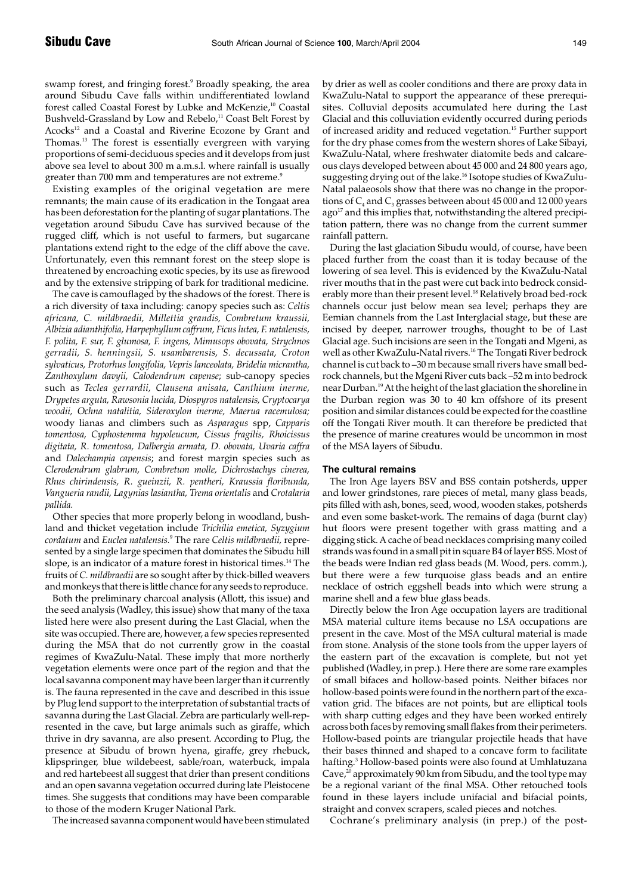swamp forest, and fringing forest.[9] Broadly speaking, the area around Sibudu Cave falls within undifferentiated lowland forest called Coastal Forest by Lubke and McKenzie,[10] Coastal Bushveld-Grassland by Low and Rebelo,[11] Coast Belt Forest by Acocks[12] and a Coastal and Riverine Ecozone by Grant and Thomas.[13] The forest is essentially evergreen with varying proportions of semi-deciduous species and it develops from just above sea level to about 300 m a.m.s.l. where rainfall is usually greater than 700 mm and temperatures are not extreme.[9]

Existing examples of the original vegetation are mere remnants; the main cause of its eradication in the Tongaat area has been deforestation for the planting of sugar plantations. The vegetation around Sibudu Cave has survived because of the rugged cliff, which is not useful to farmers, but sugarcane plantations extend right to the edge of the cliff above the cave. Unfortunately, even this remnant forest on the steep slope is threatened by encroaching exotic species, by its use as firewood and by the extensive stripping of bark for traditional medicine.

The cave is camouflaged by the shadows of the forest. There is a rich diversity of taxa including: canopy species such as: *Celtis africana, C. mildbraedii, Millettia grandis, Combretum kraussii, Albizia adianthifolia, Harpephyllum caffrum, Ficus lutea, F. natalensis, F. polita, F. sur, F. glumosa, F. ingens, Mimusops obovata, Strychnos gerradii, S. henningsii, S. usambarensis, S. decussata, Croton sylvaticus, Protorhus longifolia, Vepris lanceolata, Bridelia micrantha, Zanthoxylum davyii, Calodendrum capense*; sub-canopy species such as *Teclea gerrardii, Clausena anisata, Canthium inerme, Drypetes arguta, Rawsonia lucida, Diospyros natalensis, Cryptocarya woodii, Ochna natalitia, Sideroxylon inerme, Maerua racemulosa;* woody lianas and climbers such as *Asparagus* spp, *Capparis tomentosa, Cyphostemma hypoleucum, Cissus fragilis, Rhoicissus digitata, R. tomentosa, Dalbergia armata, D. obovata, Uvaria caffra* and *Dalechampia capensis*; and forest margin species such as *Clerodendrum glabrum, Combretum molle, Dichrostachys cinerea, Rhus chirindensis, R. gueinzii, R. pentheri, Kraussia floribunda, Vangueria randii, Lagynias lasiantha, Trema orientalis* and *Crotalaria pallida.*

Other species that more properly belong in woodland, bushland and thicket vegetation include *Trichilia emetica, Syzygium cordatum* and *Euclea natalensis.*[9] The rare *Celtis mildbraedii,* represented by a single large specimen that dominates the Sibudu hill slope, is an indicator of a mature forest in historical times.[14] The fruits of *C. mildbraedii* are so sought after by thick-billed weavers and monkeys that there is little chance for any seeds to reproduce.

Both the preliminary charcoal analysis (Allott, this issue) and the seed analysis (Wadley, this issue) show that many of the taxa listed here were also present during the Last Glacial, when the site was occupied. There are, however, a few species represented during the MSA that do not currently grow in the coastal regimes of KwaZulu-Natal. These imply that more northerly vegetation elements were once part of the region and that the local savanna component may have been larger than it currently is. The fauna represented in the cave and described in this issue by Plug lend support to the interpretation of substantial tracts of savanna during the Last Glacial. Zebra are particularly well-represented in the cave, but large animals such as giraffe, which thrive in dry savanna, are also present. According to Plug, the presence at Sibudu of brown hyena, giraffe, grey rhebuck, klipspringer, blue wildebeest, sable/roan, waterbuck, impala and red hartebeest all suggest that drier than present conditions and an open savanna vegetation occurred during late Pleistocene times. She suggests that conditions may have been comparable to those of the modern Kruger National Park.

The increased savanna component would have been stimulated by drier as well as cooler conditions and there are proxy data in KwaZulu-Natal to support the appearance of these prerequisites. Colluvial deposits accumulated here during the Last Glacial and this colluviation evidently occurred during periods of increased aridity and reduced vegetation.[15] Further support for the dry phase comes from the western shores of Lake Sibayi, KwaZulu-Natal, where freshwater diatomite beds and calcareous clays developed between about 45 000 and 24 800 years ago, suggesting drying out of the lake.[16] Isotope studies of KwaZulu-Natal palaeosols show that there was no change in the proportions of $C_4$ and $C_3$ grasses between about 45 000 and 12 000 years ago[17] and this implies that, notwithstanding the altered precipitation pattern, there was no change from the current summer rainfall pattern.

During the last glaciation Sibudu would, of course, have been placed further from the coast than it is today because of the lowering of sea level. This is evidenced by the KwaZulu-Natal river mouths that in the past were cut back into bedrock considerably more than their present level.[18] Relatively broad bed-rock channels occur just below mean sea level; perhaps they are Eemian channels from the Last Interglacial stage, but these are incised by deeper, narrower troughs, thought to be of Last Glacial age. Such incisions are seen in the Tongati and Mgeni, as well as other KwaZulu-Natal rivers.[16] The Tongati River bedrock channel is cut back to –30 m because small rivers have small bedrock channels, but the Mgeni River cuts back –52 m into bedrock near Durban.[19] At the height of the last glaciation the shoreline in the Durban region was 30 to 40 km offshore of its present position and similar distances could be expected for the coastline off the Tongati River mouth. It can therefore be predicted that the presence of marine creatures would be uncommon in most of the MSA layers of Sibudu.

#### The cultural remains

The Iron Age layers BSV and BSS contain potsherds, upper and lower grindstones, rare pieces of metal, many glass beads, pits filled with ash, bones, seed, wood, wooden stakes, potsherds and even some basket-work. The remains of daga (burnt clay) hut floors were present together with grass matting and a digging stick. A cache of bead necklaces comprising many coiled strands was found in a small pit in square B4 of layer BSS. Most of the beads were Indian red glass beads (M. Wood, pers. comm.), but there were a few turquoise glass beads and an entire necklace of ostrich eggshell beads into which were strung a marine shell and a few blue glass beads.

Directly below the Iron Age occupation layers are traditional MSA material culture items because no LSA occupations are present in the cave. Most of the MSA cultural material is made from stone. Analysis of the stone tools from the upper layers of the eastern part of the excavation is complete, but not yet published (Wadley, in prep.). Here there are some rare examples of small bifaces and hollow-based points. Neither bifaces nor hollow-based points were found in the northern part of the excavation grid. The bifaces are not points, but are elliptical tools with sharp cutting edges and they have been worked entirely across both faces by removing small flakes from their perimeters. Hollow-based points are triangular projectile heads that have their bases thinned and shaped to a concave form to facilitate hafting.[3] Hollow-based points were also found at Umhlatuzana Cave,[20] approximately 90 km from Sibudu, and the tool type may be a regional variant of the final MSA. Other retouched tools found in these layers include unifacial and bifacial points, straight and convex scrapers, scaled pieces and notches.

Cochrane's preliminary analysis (in prep.) of the post-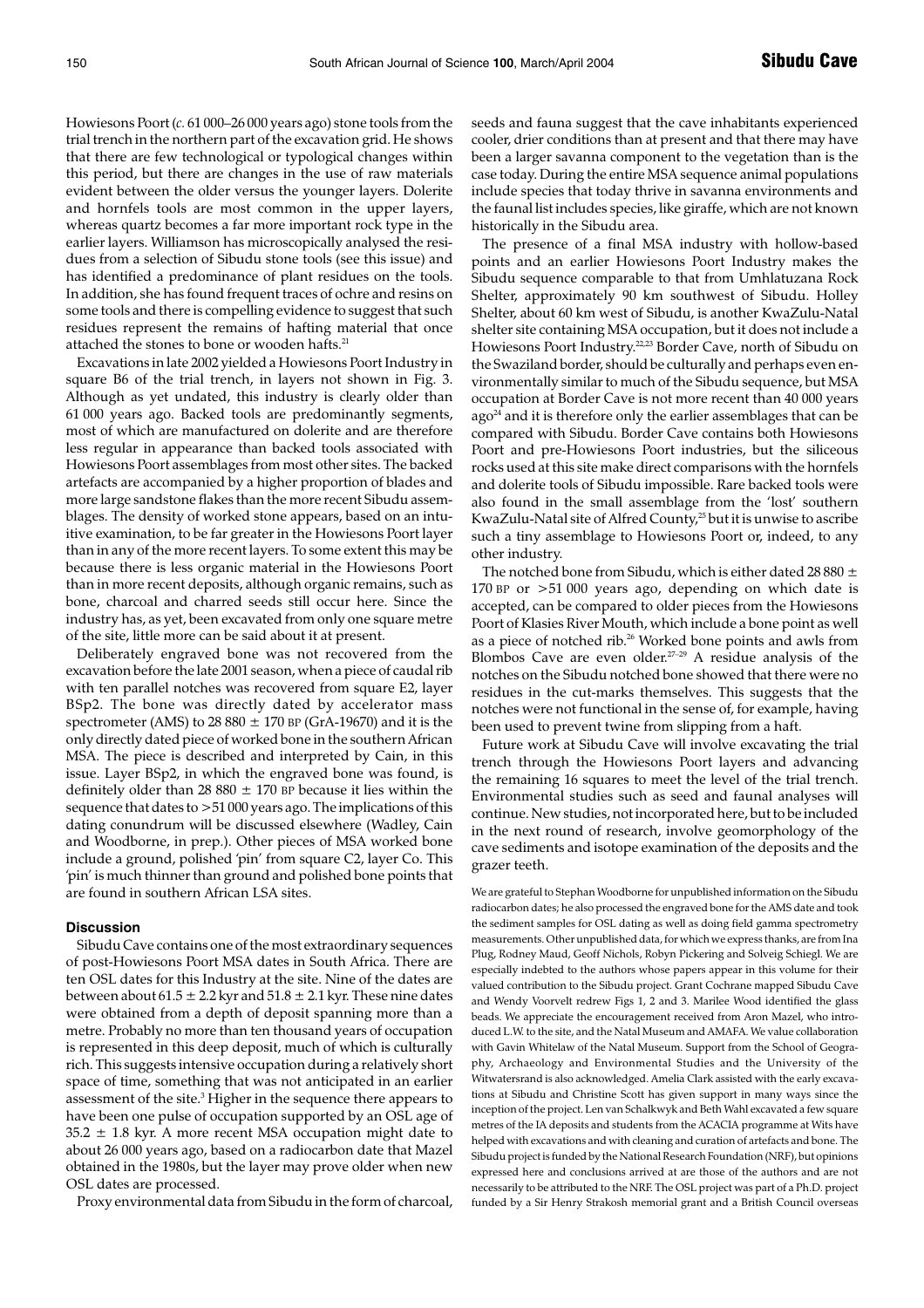Howiesons Poort (*c.* 61 000–26 000 years ago) stone tools from the trial trench in the northern part of the excavation grid. He shows that there are few technological or typological changes within this period, but there are changes in the use of raw materials evident between the older versus the younger layers. Dolerite and hornfels tools are most common in the upper layers, whereas quartz becomes a far more important rock type in the earlier layers. Williamson has microscopically analysed the residues from a selection of Sibudu stone tools (see this issue) and has identified a predominance of plant residues on the tools. In addition, she has found frequent traces of ochre and resins on some tools and there is compelling evidence to suggest that such residues represent the remains of hafting material that once attached the stones to bone or wooden hafts.[21]

Excavations in late 2002 yielded a Howiesons Poort Industry in square B6 of the trial trench, in layers not shown in Fig. 3. Although as yet undated, this industry is clearly older than 61 000 years ago. Backed tools are predominantly segments, most of which are manufactured on dolerite and are therefore less regular in appearance than backed tools associated with Howiesons Poort assemblages from most other sites. The backed artefacts are accompanied by a higher proportion of blades and more large sandstone flakes than the more recent Sibudu assemblages. The density of worked stone appears, based on an intuitive examination, to be far greater in the Howiesons Poort layer than in any of the more recent layers. To some extent this may be because there is less organic material in the Howiesons Poort than in more recent deposits, although organic remains, such as bone, charcoal and charred seeds still occur here. Since the industry has, as yet, been excavated from only one square metre of the site, little more can be said about it at present.

Deliberately engraved bone was not recovered from the excavation before the late 2001 season, when a piece of caudal rib with ten parallel notches was recovered from square E2, layer BSp2. The bone was directly dated by accelerator mass spectrometer (AMS) to 28 880 ± 170 BP (GrA-19670) and it is the only directly dated piece of worked bone in the southern African MSA. The piece is described and interpreted by Cain, in this issue. Layer BSp2, in which the engraved bone was found, is definitely older than 28 880 ± 170 BP because it lies within the sequence that dates to >51 000 years ago. The implications of this dating conundrum will be discussed elsewhere (Wadley, Cain and Woodborne, in prep.). Other pieces of MSA worked bone include a ground, polished 'pin' from square C2, layer Co. This 'pin' is much thinner than ground and polished bone points that are found in southern African LSA sites.

## Discussion

Sibudu Cave contains one of the most extraordinary sequences of post-Howiesons Poort MSA dates in South Africa. There are ten OSL dates for this Industry at the site. Nine of the dates are between about 61.5 ± 2.2 kyr and 51.8 ± 2.1 kyr. These nine dates were obtained from a depth of deposit spanning more than a metre. Probably no more than ten thousand years of occupation is represented in this deep deposit, much of which is culturally rich. This suggests intensive occupation during a relatively short space of time, something that was not anticipated in an earlier assessment of the site.[3] Higher in the sequence there appears to have been one pulse of occupation supported by an OSL age of 35.2 ± 1.8 kyr. A more recent MSA occupation might date to about 26 000 years ago, based on a radiocarbon date that Mazel obtained in the 1980s, but the layer may prove older when new OSL dates are processed.

Proxy environmental data from Sibudu in the form of charcoal, seeds and fauna suggest that the cave inhabitants experienced cooler, drier conditions than at present and that there may have been a larger savanna component to the vegetation than is the case today. During the entire MSA sequence animal populations include species that today thrive in savanna environments and the faunal list includes species, like giraffe, which are not known historically in the Sibudu area.

The presence of a final MSA industry with hollow-based points and an earlier Howiesons Poort Industry makes the Sibudu sequence comparable to that from Umhlatuzana Rock Shelter, approximately 90 km southwest of Sibudu. Holley Shelter, about 60 km west of Sibudu, is another KwaZulu-Natal shelter site containing MSA occupation, but it does not include a Howiesons Poort Industry.[22,23] Border Cave, north of Sibudu on the Swaziland border, should be culturally and perhaps even environmentally similar to much of the Sibudu sequence, but MSA occupation at Border Cave is not more recent than 40 000 years ago[24] and it is therefore only the earlier assemblages that can be compared with Sibudu. Border Cave contains both Howiesons Poort and pre-Howiesons Poort industries, but the siliceous rocks used at this site make direct comparisons with the hornfels and dolerite tools of Sibudu impossible. Rare backed tools were also found in the small assemblage from the 'lost' southern KwaZulu-Natal site of Alfred County,[25] but it is unwise to ascribe such a tiny assemblage to Howiesons Poort or, indeed, to any other industry.

The notched bone from Sibudu, which is either dated 28 880 ± 170 BP or >51 000 years ago, depending on which date is accepted, can be compared to older pieces from the Howiesons Poort of Klasies River Mouth, which include a bone point as well as a piece of notched rib.[26] Worked bone points and awls from Blombos Cave are even older.[27–29] A residue analysis of the notches on the Sibudu notched bone showed that there were no residues in the cut-marks themselves. This suggests that the notches were not functional in the sense of, for example, having been used to prevent twine from slipping from a haft.

Future work at Sibudu Cave will involve excavating the trial trench through the Howiesons Poort layers and advancing the remaining 16 squares to meet the level of the trial trench. Environmental studies such as seed and faunal analyses will continue. New studies, not incorporated here, but to be included in the next round of research, involve geomorphology of the cave sediments and isotope examination of the deposits and the grazer teeth.

We are grateful to Stephan Woodborne for unpublished information on the Sibudu radiocarbon dates; he also processed the engraved bone for the AMS date and took the sediment samples for OSL dating as well as doing field gamma spectrometry measurements. Other unpublished data, for which we express thanks, are from Ina Plug, Rodney Maud, Geoff Nichols, Robyn Pickering and Solveig Schiegl. We are especially indebted to the authors whose papers appear in this volume for their valued contribution to the Sibudu project. Grant Cochrane mapped Sibudu Cave and Wendy Voorvelt redrew Figs 1, 2 and 3. Marilee Wood identified the glass beads. We appreciate the encouragement received from Aron Mazel, who introduced L.W. to the site, and the Natal Museum and AMAFA. We value collaboration with Gavin Whitelaw of the Natal Museum. Support from the School of Geography, Archaeology and Environmental Studies and the University of the Witwatersrand is also acknowledged. Amelia Clark assisted with the early excavations at Sibudu and Christine Scott has given support in many ways since the inception of the project. Len van Schalkwyk and Beth Wahl excavated a few square metres of the IA deposits and students from the ACACIA programme at Wits have helped with excavations and with cleaning and curation of artefacts and bone. The Sibudu project is funded by the National Research Foundation (NRF), but opinions expressed here and conclusions arrived at are those of the authors and are not necessarily to be attributed to the NRF. The OSL project was part of a Ph.D. project funded by a Sir Henry Strakosh memorial grant and a British Council overseas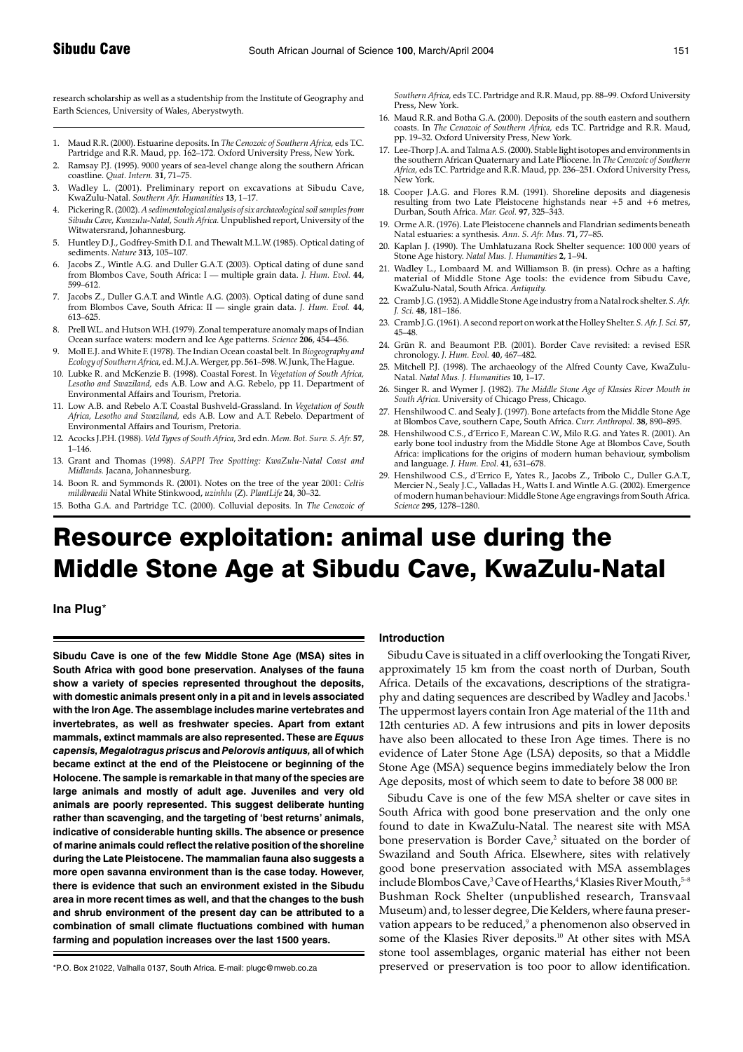research scholarship as well as a studentship from the Institute of Geography and Earth Sciences, University of Wales, Aberystwyth.

1. Maud R.R. (2000). Estuarine deposits. In *The Cenozoic of Southern Africa,* eds T.C. Partridge and R.R. Maud, pp. 162–172. Oxford University Press, New York.
2. Ramsay P.J. (1995). 9000 years of sea-level change along the southern African coastline. *Quat. Intern.* **31**, 71–75.
3. Wadley L. (2001). Preliminary report on excavations at Sibudu Cave, KwaZulu-Natal. *Southern Afr. Humanities* **13**, 1–17.
4. Pickering R. (2002). *A sedimentological analysis of six archaeological soil samples from Sibudu Cave, Kwazulu-Natal, South Africa.* Unpublished report, University of the Witwatersrand, Johannesburg.
5. Huntley D.J., Godfrey-Smith D.I. and Thewalt M.L.W. (1985). Optical dating of sediments. *Nature* **313**, 105–107.
6. Jacobs Z., Wintle A.G. and Duller G.A.T. (2003). Optical dating of dune sand from Blombos Cave, South Africa: I — multiple grain data. *J. Hum. Evol.* **44**, 599–612.
7. Jacobs Z., Duller G.A.T. and Wintle A.G. (2003). Optical dating of dune sand from Blombos Cave, South Africa: II — single grain data. *J. Hum. Evol.* **44**, 613–625.
8. Prell W.L. and Hutson W.H. (1979). Zonal temperature anomaly maps of Indian Ocean surface waters: modern and Ice Age patterns. *Science* **206**, 454–456.
9. Moll E.J. and White F. (1978). The Indian Ocean coastal belt. In *Biogeography and Ecology of Southern Africa,* ed. M.J.A. Werger, pp. 561–598. W. Junk, The Hague.
10. Lubke R. and McKenzie B. (1998). Coastal Forest. In *Vegetation of South Africa, Lesotho and Swaziland,* eds A.B. Low and A.G. Rebelo, pp 11. Department of Environmental Affairs and Tourism, Pretoria.
11. Low A.B. and Rebelo A.T. Coastal Bushveld-Grassland. In *Vegetation of South Africa, Lesotho and Swaziland,* eds A.B. Low and A.T. Rebelo. Department of Environmental Affairs and Tourism, Pretoria.
12. Acocks J.P.H. (1988). *Veld Types of South Africa,* 3rd edn. *Mem. Bot. Surv. S. Afr.* **57**, 1–146.
13. Grant and Thomas (1998). *SAPPI Tree Spotting: KwaZulu-Natal Coast and Midlands.* Jacana, Johannesburg.
14. Boon R. and Symmonds R. (2001). Notes on the tree of the year 2001: *Celtis mildbraedii* Natal White Stinkwood, *uzinhlu* (Z). *PlantLife* **24**, 30–32.
15. Botha G.A. and Partridge T.C. (2000). Colluvial deposits. In *The Cenozoic of Southern Africa,* eds T.C. Partridge and R.R. Maud, pp. 88–99. Oxford University Press, New York.
16. Maud R.R. and Botha G.A. (2000). Deposits of the south eastern and southern coasts. In *The Cenozoic of Southern Africa,* eds T.C. Partridge and R.R. Maud, pp. 19–32. Oxford University Press, New York.
17. Lee-Thorp J.A. and Talma A.S. (2000). Stable light isotopes and environments in the southern African Quaternary and Late Pliocene. In *The Cenozoic of Southern Africa,* eds T.C. Partridge and R.R. Maud, pp. 236–251. Oxford University Press, New York.
18. Cooper J.A.G. and Flores R.M. (1991). Shoreline deposits and diagenesis resulting from two Late Pleistocene highstands near +5 and +6 metres, Durban, South Africa. *Mar. Geol.* **97**, 325–343.
19. Orme A.R. (1976). Late Pleistocene channels and Flandrian sediments beneath Natal estuaries: a synthesis. *Ann. S. Afr. Mus.* **71**, 77–85.
20. Kaplan J. (1990). The Umhlatuzana Rock Shelter sequence: 100 000 years of Stone Age history. *Natal Mus. J. Humanities* **2**, 1–94.
21. Wadley L., Lombaard M. and Williamson B. (in press). Ochre as a hafting material of Middle Stone Age tools: the evidence from Sibudu Cave, KwaZulu-Natal, South Africa. *Antiquity.*
22. Cramb J.G. (1952). A Middle Stone Age industry from a Natal rock shelter. *S. Afr. J. Sci.* **48**, 181–186.
23. Cramb J.G. (1961). A second report on work at the Holley Shelter. *S. Afr. J. Sci.* **57**, 45–48.
24. Grün R. and Beaumont P.B. (2001). Border Cave revisited: a revised ESR chronology. *J. Hum. Evol.* **40**, 467–482.
25. Mitchell P.J. (1998). The archaeology of the Alfred County Cave, KwaZulu-Natal. *Natal Mus. J. Humanities* **10**, 1–17.
26. Singer R. and Wymer J. (1982). *The Middle Stone Age of Klasies River Mouth in South Africa.* University of Chicago Press, Chicago.
27. Henshilwood C. and Sealy J. (1997). Bone artefacts from the Middle Stone Age at Blombos Cave, southern Cape, South Africa. *Curr. Anthropol.* **38**, 890–895.
28. Henshilwood C.S., d'Errico F., Marean C.W., Milo R.G. and Yates R. (2001). An early bone tool industry from the Middle Stone Age at Blombos Cave, South Africa: implications for the origins of modern human behaviour, symbolism and language. *J. Hum. Evol.* **41**, 631–678.
29. Henshilwood C.S., d'Errico F., Yates R., Jacobs Z., Tribolo C., Duller G.A.T., Mercier N., Sealy J.C., Valladas H., Watts I. and Wintle A.G. (2002). Emergence of modern human behaviour: Middle Stone Age engravings from South Africa. *Science* **295**, 1278–1280.

# Resource exploitation: animal use during the Middle Stone Age at Sibudu Cave, KwaZulu-Natal

**Ina Plug***

**Sibudu Cave is one of the few Middle Stone Age (MSA) sites in South Africa with good bone preservation. Analyses of the fauna show a variety of species represented throughout the deposits, with domestic animals present only in a pit and in levels associated with the Iron Age. The assemblage includes marine vertebrates and invertebrates, as well as freshwater species. Apart from extant mammals, extinct mammals are also represented. These are *Equus capensis, Megalotragus priscus* and *Pelorovis antiquus,* all of which became extinct at the end of the Pleistocene or beginning of the Holocene. The sample is remarkable in that many of the species are large animals and mostly of adult age. Juveniles and very old animals are poorly represented. This suggest deliberate hunting rather than scavenging, and the targeting of 'best returns' animals, indicative of considerable hunting skills. The absence or presence of marine animals could reflect the relative position of the shoreline during the Late Pleistocene. The mammalian fauna also suggests a more open savanna environment than is the case today. However, there is evidence that such an environment existed in the Sibudu area in more recent times as well, and that the changes to the bush and shrub environment of the present day can be attributed to a combination of small climate fluctuations combined with human farming and population increases over the last 1500 years.**

*P.O. Box 21022, Valhalla 0137, South Africa. E-mail: plugc@mweb.co.za

## Introduction

Sibudu Cave is situated in a cliff overlooking the Tongati River, approximately 15 km from the coast north of Durban, South Africa. Details of the excavations, descriptions of the stratigraphy and dating sequences are described by Wadley and Jacobs.[1] The uppermost layers contain Iron Age material of the 11th and 12th centuries AD. A few intrusions and pits in lower deposits have also been allocated to these Iron Age times. There is no evidence of Later Stone Age (LSA) deposits, so that a Middle Stone Age (MSA) sequence begins immediately below the Iron Age deposits, most of which seem to date to before 38 000 BP.

Sibudu Cave is one of the few MSA shelter or cave sites in South Africa with good bone preservation and the only one found to date in KwaZulu-Natal. The nearest site with MSA bone preservation is Border Cave,[2] situated on the border of Swaziland and South Africa. Elsewhere, sites with relatively good bone preservation associated with MSA assemblages include Blombos Cave,[3] Cave of Hearths,[4] Klasies River Mouth,[5–8] Bushman Rock Shelter (unpublished research, Transvaal Museum) and, to lesser degree, Die Kelders, where fauna preservation appears to be reduced,[9] a phenomenon also observed in some of the Klasies River deposits.[10] At other sites with MSA stone tool assemblages, organic material has either not been preserved or preservation is too poor to allow identification.